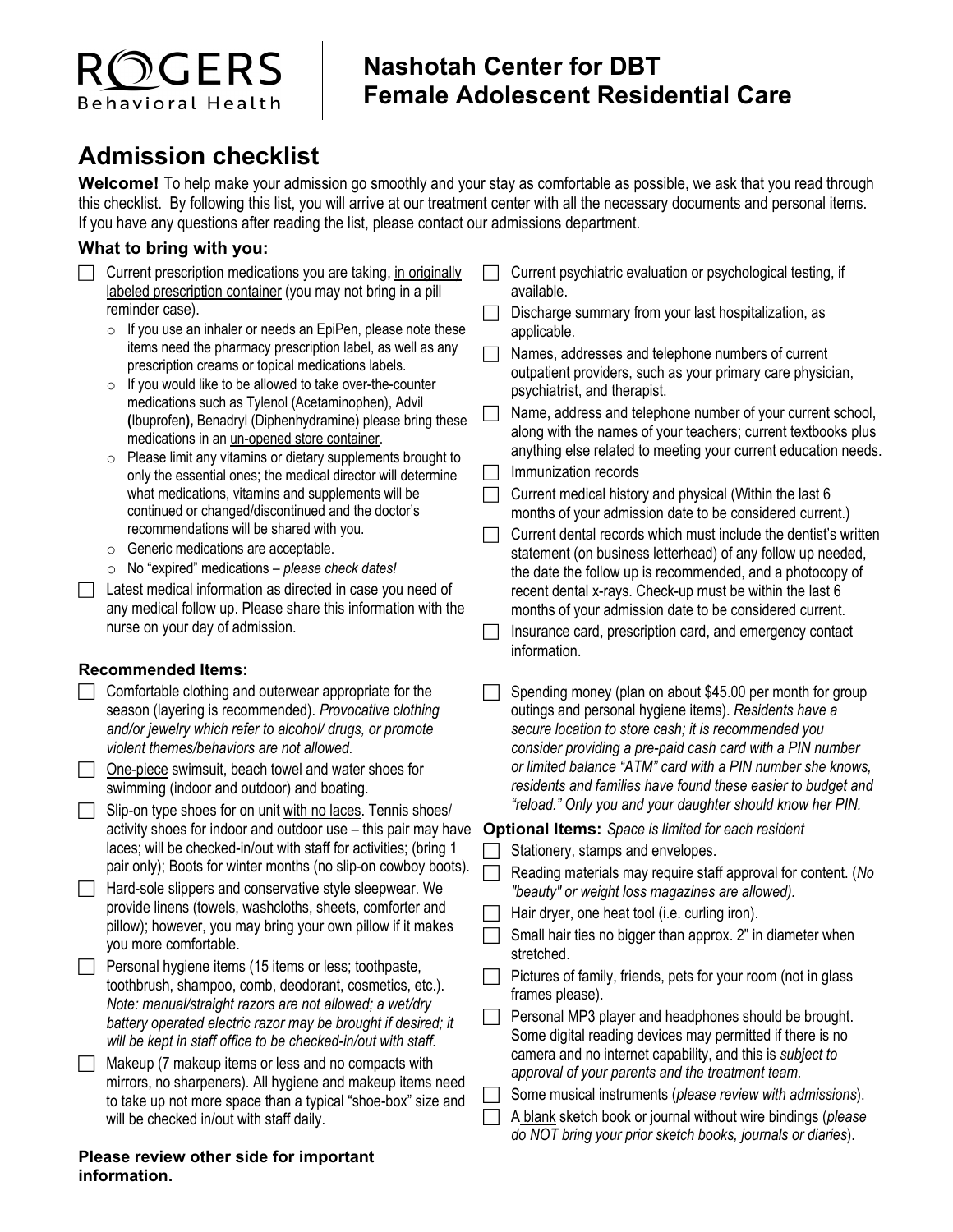# Nashotah Center for DBT Female Adolescent Residential Care

## Admission checklist

**Welcome!** To help make your admission go smoothly and your stay as comfortable as possible, we ask that you read through this checklist. By following this list, you will arrive at our treatment center with all the necessary documents and personal items. If you have any questions after reading the list, please contact our admissions department.

### What to bring with you:

- ☐ Current prescription medications you are taking, in originally labeled prescription container (you may not bring in a pill reminder case).
  - If you use an inhaler or needs an EpiPen, please note these items need the pharmacy prescription label, as well as any prescription creams or topical medications labels.
  - If you would like to be allowed to take over-the-counter medications such as Tylenol (Acetaminophen), Advil (Ibuprofen), Benadryl (Diphenhydramine) please bring these medications in an un-opened store container.
  - Please limit any vitamins or dietary supplements brought to only the essential ones; the medical director will determine what medications, vitamins and supplements will be continued or changed/discontinued and the doctor's recommendations will be shared with you.
  - Generic medications are acceptable.
  - No "expired" medications – *please check dates!*
- ☐ Latest medical information as directed in case you need of any medical follow up. Please share this information with the nurse on your day of admission.
- ☐ Current psychiatric evaluation or psychological testing, if available.
- ☐ Discharge summary from your last hospitalization, as applicable.
- ☐ Names, addresses and telephone numbers of current outpatient providers, such as your primary care physician, psychiatrist, and therapist.
- ☐ Name, address and telephone number of your current school, along with the names of your teachers; current textbooks plus anything else related to meeting your current education needs.
- ☐ Immunization records
- ☐ Current medical history and physical (Within the last 6 months of your admission date to be considered current.)
- ☐ Current dental records which must include the dentist's written statement (on business letterhead) of any follow up needed, the date the follow up is recommended, and a photocopy of recent dental x-rays. Check-up must be within the last 6 months of your admission date to be considered current.
- ☐ Insurance card, prescription card, and emergency contact information.

### Recommended Items:

- ☐ Comfortable clothing and outerwear appropriate for the season (layering is recommended). *Provocative clothing and/or jewelry which refer to alcohol/ drugs, or promote violent themes/behaviors are not allowed.*
- ☐ One-piece swimsuit, beach towel and water shoes for swimming (indoor and outdoor) and boating.
- ☐ Slip-on type shoes for on unit with no laces. Tennis shoes/ activity shoes for indoor and outdoor use – this pair may have laces; will be checked-in/out with staff for activities; (bring 1 pair only); Boots for winter months (no slip-on cowboy boots).
- ☐ Hard-sole slippers and conservative style sleepwear. We provide linens (towels, washcloths, sheets, comforter and pillow); however, you may bring your own pillow if it makes you more comfortable.
- ☐ Personal hygiene items (15 items or less; toothpaste, toothbrush, shampoo, comb, deodorant, cosmetics, etc.). *Note: manual/straight razors are not allowed; a wet/dry battery operated electric razor may be brought if desired; it will be kept in staff office to be checked-in/out with staff.*
- ☐ Makeup (7 makeup items or less and no compacts with mirrors, no sharpeners). All hygiene and makeup items need to take up not more space than a typical "shoe-box" size and will be checked in/out with staff daily.
- ☐ Spending money (plan on about $45.00 per month for group outings and personal hygiene items). *Residents have a secure location to store cash; it is recommended you consider providing a pre-paid cash card with a PIN number or limited balance "ATM" card with a PIN number she knows, residents and families have found these easier to budget and "reload." Only you and your daughter should know her PIN.*

**Optional Items:** *Space is limited for each resident*

- ☐ Stationery, stamps and envelopes.
- ☐ Reading materials may require staff approval for content. (*No "beauty" or weight loss magazines are allowed).*
- ☐ Hair dryer, one heat tool (i.e. curling iron).
- ☐ Small hair ties no bigger than approx. 2" in diameter when stretched.
- ☐ Pictures of family, friends, pets for your room (not in glass frames please).
- ☐ Personal MP3 player and headphones should be brought. Some digital reading devices may permitted if there is no camera and no internet capability, and this is *subject to approval of your parents and the treatment team.*
- ☐ Some musical instruments (*please review with admissions*).
- ☐ A blank sketch book or journal without wire bindings (*please do NOT bring your prior sketch books, journals or diaries*).

**Please review other side for important information.**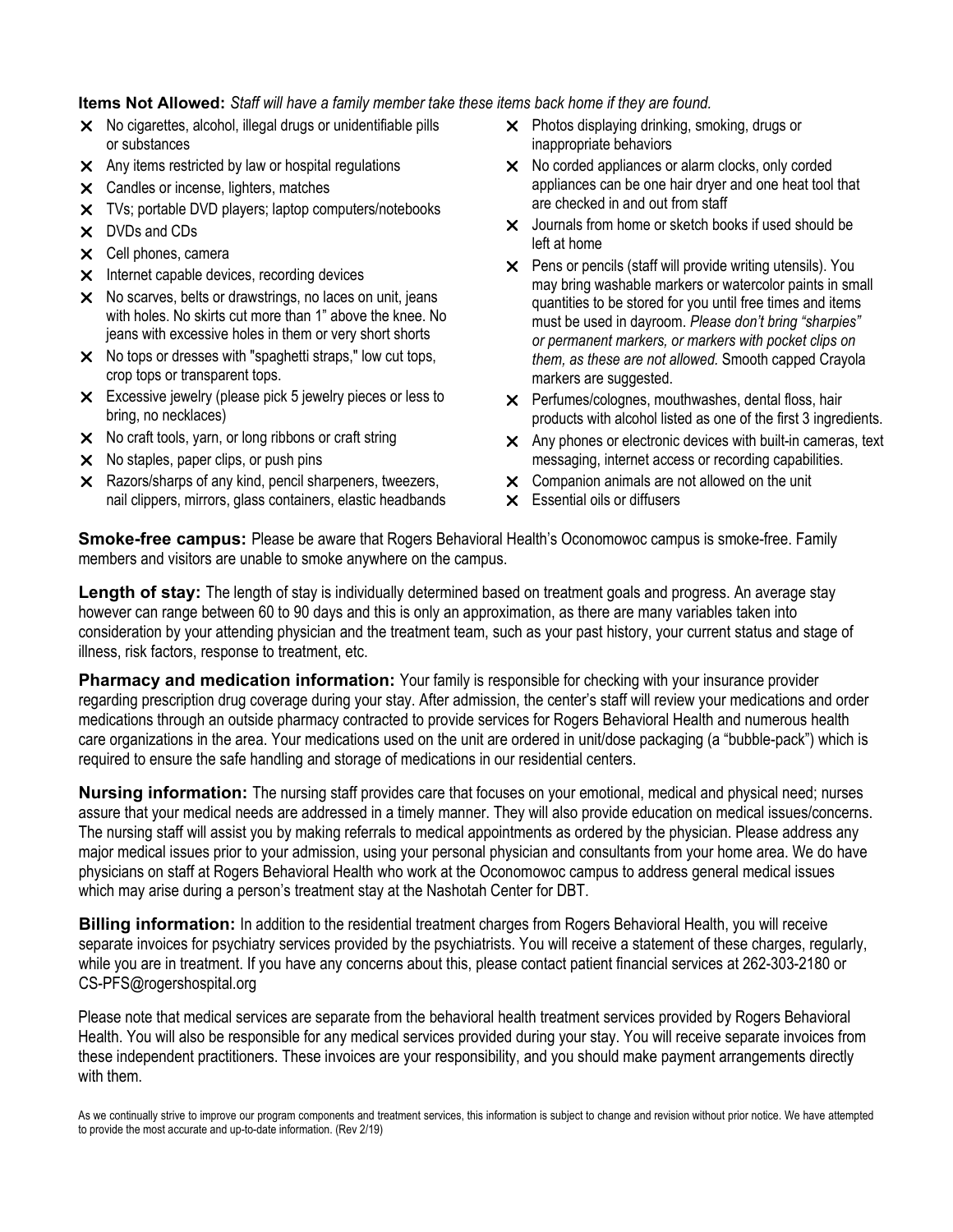**Items Not Allowed:** *Staff will have a family member take these items back home if they are found.*

- ✕ No cigarettes, alcohol, illegal drugs or unidentifiable pills or substances
- ✕ Any items restricted by law or hospital regulations
- ✕ Candles or incense, lighters, matches
- ✕ TVs; portable DVD players; laptop computers/notebooks
- ✕ DVDs and CDs
- ✕ Cell phones, camera
- ✕ Internet capable devices, recording devices
- ✕ No scarves, belts or drawstrings, no laces on unit, jeans with holes. No skirts cut more than 1" above the knee. No jeans with excessive holes in them or very short shorts
- ✕ No tops or dresses with "spaghetti straps," low cut tops, crop tops or transparent tops.
- ✕ Excessive jewelry (please pick 5 jewelry pieces or less to bring, no necklaces)
- ✕ No craft tools, yarn, or long ribbons or craft string
- ✕ No staples, paper clips, or push pins
- ✕ Razors/sharps of any kind, pencil sharpeners, tweezers, nail clippers, mirrors, glass containers, elastic headbands
- ✕ Photos displaying drinking, smoking, drugs or inappropriate behaviors
- ✕ No corded appliances or alarm clocks, only corded appliances can be one hair dryer and one heat tool that are checked in and out from staff
- ✕ Journals from home or sketch books if used should be left at home
- ✕ Pens or pencils (staff will provide writing utensils). You may bring washable markers or watercolor paints in small quantities to be stored for you until free times and items must be used in dayroom. *Please don't bring "sharpies" or permanent markers, or markers with pocket clips on them, as these are not allowed.* Smooth capped Crayola markers are suggested.
- ✕ Perfumes/colognes, mouthwashes, dental floss, hair products with alcohol listed as one of the first 3 ingredients.
- ✕ Any phones or electronic devices with built-in cameras, text messaging, internet access or recording capabilities.
- ✕ Companion animals are not allowed on the unit
- ✕ Essential oils or diffusers

**Smoke-free campus:** Please be aware that Rogers Behavioral Health's Oconomowoc campus is smoke-free. Family members and visitors are unable to smoke anywhere on the campus.

**Length of stay:** The length of stay is individually determined based on treatment goals and progress. An average stay however can range between 60 to 90 days and this is only an approximation, as there are many variables taken into consideration by your attending physician and the treatment team, such as your past history, your current status and stage of illness, risk factors, response to treatment, etc.

**Pharmacy and medication information:** Your family is responsible for checking with your insurance provider regarding prescription drug coverage during your stay. After admission, the center's staff will review your medications and order medications through an outside pharmacy contracted to provide services for Rogers Behavioral Health and numerous health care organizations in the area. Your medications used on the unit are ordered in unit/dose packaging (a "bubble-pack") which is required to ensure the safe handling and storage of medications in our residential centers.

**Nursing information:** The nursing staff provides care that focuses on your emotional, medical and physical need; nurses assure that your medical needs are addressed in a timely manner. They will also provide education on medical issues/concerns. The nursing staff will assist you by making referrals to medical appointments as ordered by the physician. Please address any major medical issues prior to your admission, using your personal physician and consultants from your home area. We do have physicians on staff at Rogers Behavioral Health who work at the Oconomowoc campus to address general medical issues which may arise during a person's treatment stay at the Nashotah Center for DBT.

**Billing information:** In addition to the residential treatment charges from Rogers Behavioral Health, you will receive separate invoices for psychiatry services provided by the psychiatrists. You will receive a statement of these charges, regularly, while you are in treatment. If you have any concerns about this, please contact patient financial services at 262-303-2180 or CS-PFS@rogershospital.org

Please note that medical services are separate from the behavioral health treatment services provided by Rogers Behavioral Health. You will also be responsible for any medical services provided during your stay. You will receive separate invoices from these independent practitioners. These invoices are your responsibility, and you should make payment arrangements directly with them.

As we continually strive to improve our program components and treatment services, this information is subject to change and revision without prior notice. We have attempted to provide the most accurate and up-to-date information. (Rev 2/19)